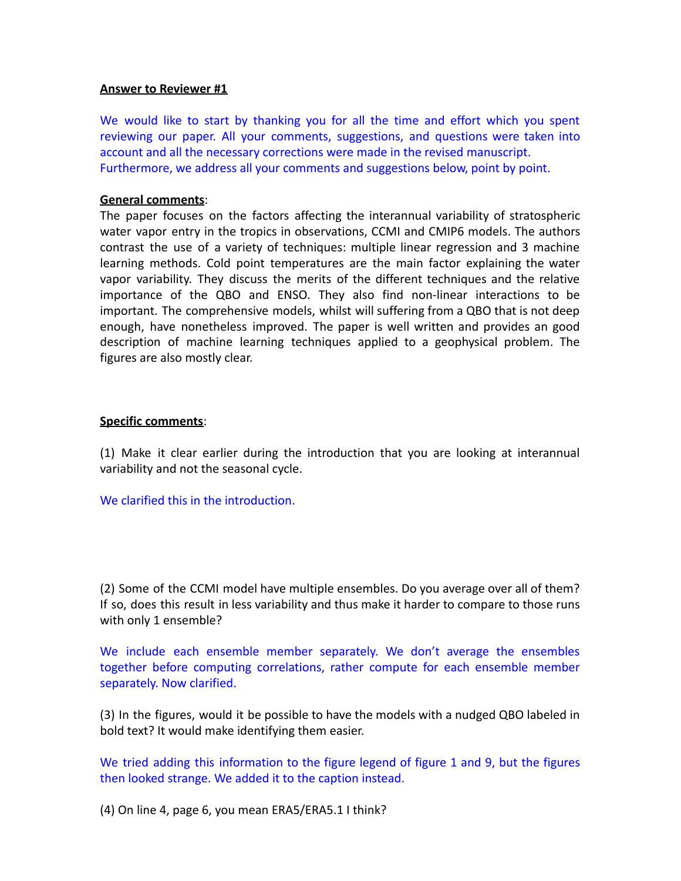**Answer to Reviewer #1**

We would like to start by thanking you for all the time and effort which you spent reviewing our paper. All your comments, suggestions, and questions were taken into account and all the necessary corrections were made in the revised manuscript. Furthermore, we address all your comments and suggestions below, point by point.

**General comments**:

The paper focuses on the factors affecting the interannual variability of stratospheric water vapor entry in the tropics in observations, CCMI and CMIP6 models. The authors contrast the use of a variety of techniques: multiple linear regression and 3 machine learning methods. Cold point temperatures are the main factor explaining the water vapor variability. They discuss the merits of the different techniques and the relative importance of the QBO and ENSO. They also find non-linear interactions to be important. The comprehensive models, whilst will suffering from a QBO that is not deep enough, have nonetheless improved. The paper is well written and provides an good description of machine learning techniques applied to a geophysical problem. The figures are also mostly clear.

**Specific comments**:

(1) Make it clear earlier during the introduction that you are looking at interannual variability and not the seasonal cycle.

We clarified this in the introduction.

(2) Some of the CCMI model have multiple ensembles. Do you average over all of them? If so, does this result in less variability and thus make it harder to compare to those runs with only 1 ensemble?

We include each ensemble member separately. We don't average the ensembles together before computing correlations, rather compute for each ensemble member separately. Now clarified.

(3) In the figures, would it be possible to have the models with a nudged QBO labeled in bold text? It would make identifying them easier.

We tried adding this information to the figure legend of figure 1 and 9, but the figures then looked strange. We added it to the caption instead.

(4) On line 4, page 6, you mean ERA5/ERA5.1 I think?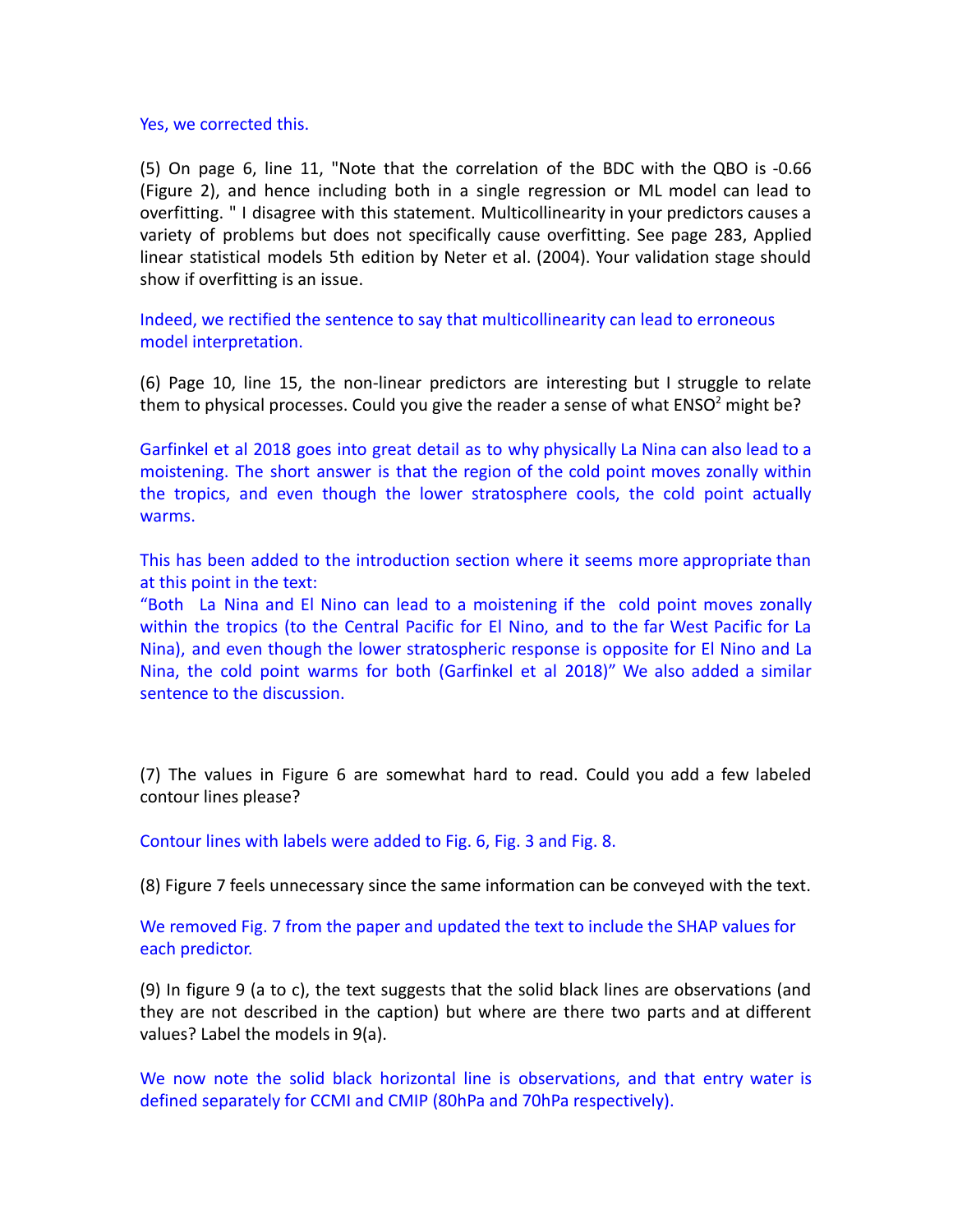Yes, we corrected this.

(5) On page 6, line 11, "Note that the correlation of the BDC with the QBO is -0.66 (Figure 2), and hence including both in a single regression or ML model can lead to overfitting. " I disagree with this statement. Multicollinearity in your predictors causes a variety of problems but does not specifically cause overfitting. See page 283, Applied linear statistical models 5th edition by Neter et al. (2004). Your validation stage should show if overfitting is an issue.

Indeed, we rectified the sentence to say that multicollinearity can lead to erroneous model interpretation.

(6) Page 10, line 15, the non-linear predictors are interesting but I struggle to relate them to physical processes. Could you give the reader a sense of what $ENSO^2$ might be?

Garfinkel et al 2018 goes into great detail as to why physically La Nina can also lead to a moistening. The short answer is that the region of the cold point moves zonally within the tropics, and even though the lower stratosphere cools, the cold point actually warms.

This has been added to the introduction section where it seems more appropriate than at this point in the text:
"Both La Nina and El Nino can lead to a moistening if the cold point moves zonally within the tropics (to the Central Pacific for El Nino, and to the far West Pacific for La Nina), and even though the lower stratospheric response is opposite for El Nino and La Nina, the cold point warms for both (Garfinkel et al 2018)" We also added a similar sentence to the discussion.

(7) The values in Figure 6 are somewhat hard to read. Could you add a few labeled contour lines please?

Contour lines with labels were added to Fig. 6, Fig. 3 and Fig. 8.

(8) Figure 7 feels unnecessary since the same information can be conveyed with the text.

We removed Fig. 7 from the paper and updated the text to include the SHAP values for each predictor.

(9) In figure 9 (a to c), the text suggests that the solid black lines are observations (and they are not described in the caption) but where are there two parts and at different values? Label the models in 9(a).

We now note the solid black horizontal line is observations, and that entry water is defined separately for CCMI and CMIP (80hPa and 70hPa respectively).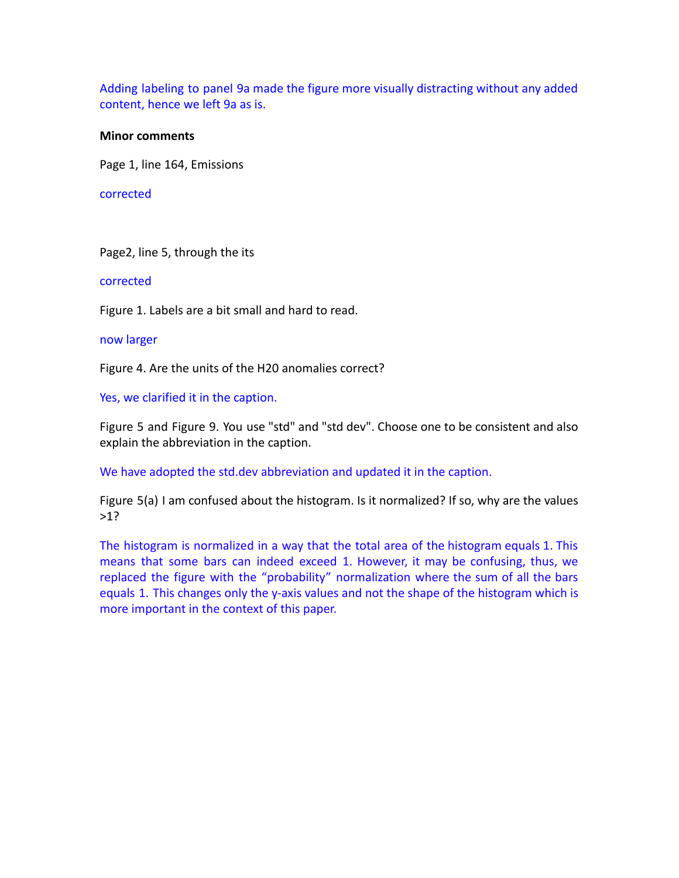Adding labeling to panel 9a made the figure more visually distracting without any added content, hence we left 9a as is.

**Minor comments**

Page 1, line 164, Emissions

corrected

Page2, line 5, through the its

corrected

Figure 1. Labels are a bit small and hard to read.

now larger

Figure 4. Are the units of the H20 anomalies correct?

Yes, we clarified it in the caption.

Figure 5 and Figure 9. You use "std" and "std dev". Choose one to be consistent and also explain the abbreviation in the caption.

We have adopted the std.dev abbreviation and updated it in the caption.

Figure 5(a) I am confused about the histogram. Is it normalized? If so, why are the values >1?

The histogram is normalized in a way that the total area of the histogram equals 1. This means that some bars can indeed exceed 1. However, it may be confusing, thus, we replaced the figure with the "probability" normalization where the sum of all the bars equals 1. This changes only the y-axis values and not the shape of the histogram which is more important in the context of this paper.